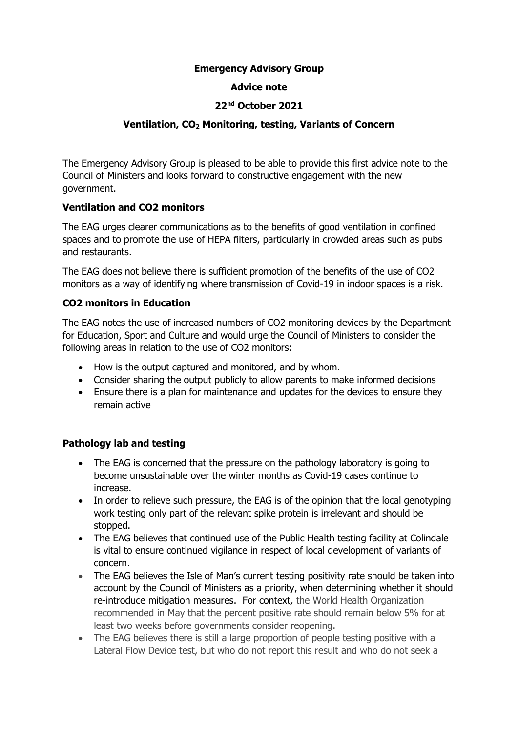**Emergency Advisory Group**

**Advice note**

**22nd October 2021**

# Ventilation, $CO_2$ Monitoring, testing, Variants of Concern

The Emergency Advisory Group is pleased to be able to provide this first advice note to the Council of Ministers and looks forward to constructive engagement with the new government.

## Ventilation and CO2 monitors

The EAG urges clearer communications as to the benefits of good ventilation in confined spaces and to promote the use of HEPA filters, particularly in crowded areas such as pubs and restaurants.

The EAG does not believe there is sufficient promotion of the benefits of the use of CO2 monitors as a way of identifying where transmission of Covid-19 in indoor spaces is a risk.

## CO2 monitors in Education

The EAG notes the use of increased numbers of CO2 monitoring devices by the Department for Education, Sport and Culture and would urge the Council of Ministers to consider the following areas in relation to the use of CO2 monitors:

- How is the output captured and monitored, and by whom.
- Consider sharing the output publicly to allow parents to make informed decisions
- Ensure there is a plan for maintenance and updates for the devices to ensure they remain active

## Pathology lab and testing

- The EAG is concerned that the pressure on the pathology laboratory is going to become unsustainable over the winter months as Covid-19 cases continue to increase.
- In order to relieve such pressure, the EAG is of the opinion that the local genotyping work testing only part of the relevant spike protein is irrelevant and should be stopped.
- The EAG believes that continued use of the Public Health testing facility at Colindale is vital to ensure continued vigilance in respect of local development of variants of concern.
- The EAG believes the Isle of Man's current testing positivity rate should be taken into account by the Council of Ministers as a priority, when determining whether it should re-introduce mitigation measures. For context, the World Health Organization recommended in May that the percent positive rate should remain below 5% for at least two weeks before governments consider reopening.
- The EAG believes there is still a large proportion of people testing positive with a Lateral Flow Device test, but who do not report this result and who do not seek a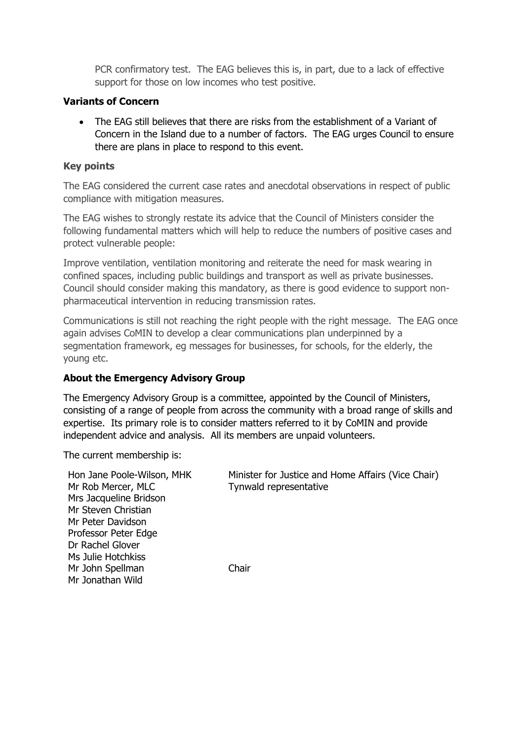PCR confirmatory test. The EAG believes this is, in part, due to a lack of effective support for those on low incomes who test positive.

**Variants of Concern**

- The EAG still believes that there are risks from the establishment of a Variant of Concern in the Island due to a number of factors. The EAG urges Council to ensure there are plans in place to respond to this event.

**Key points**

The EAG considered the current case rates and anecdotal observations in respect of public compliance with mitigation measures.

The EAG wishes to strongly restate its advice that the Council of Ministers consider the following fundamental matters which will help to reduce the numbers of positive cases and protect vulnerable people:

Improve ventilation, ventilation monitoring and reiterate the need for mask wearing in confined spaces, including public buildings and transport as well as private businesses. Council should consider making this mandatory, as there is good evidence to support non-pharmaceutical intervention in reducing transmission rates.

Communications is still not reaching the right people with the right message. The EAG once again advises CoMIN to develop a clear communications plan underpinned by a segmentation framework, eg messages for businesses, for schools, for the elderly, the young etc.

**About the Emergency Advisory Group**

The Emergency Advisory Group is a committee, appointed by the Council of Ministers, consisting of a range of people from across the community with a broad range of skills and expertise. Its primary role is to consider matters referred to it by CoMIN and provide independent advice and analysis. All its members are unpaid volunteers.

The current membership is:

| | |
|---|---|
| Hon Jane Poole-Wilson, MHK | Minister for Justice and Home Affairs (Vice Chair) |
| Mr Rob Mercer, MLC | Tynwald representative |
| Mrs Jacqueline Bridson | |
| Mr Steven Christian | |
| Mr Peter Davidson | |
| Professor Peter Edge | |
| Dr Rachel Glover | |
| Ms Julie Hotchkiss | |
| Mr John Spellman | Chair |
| Mr Jonathan Wild | |